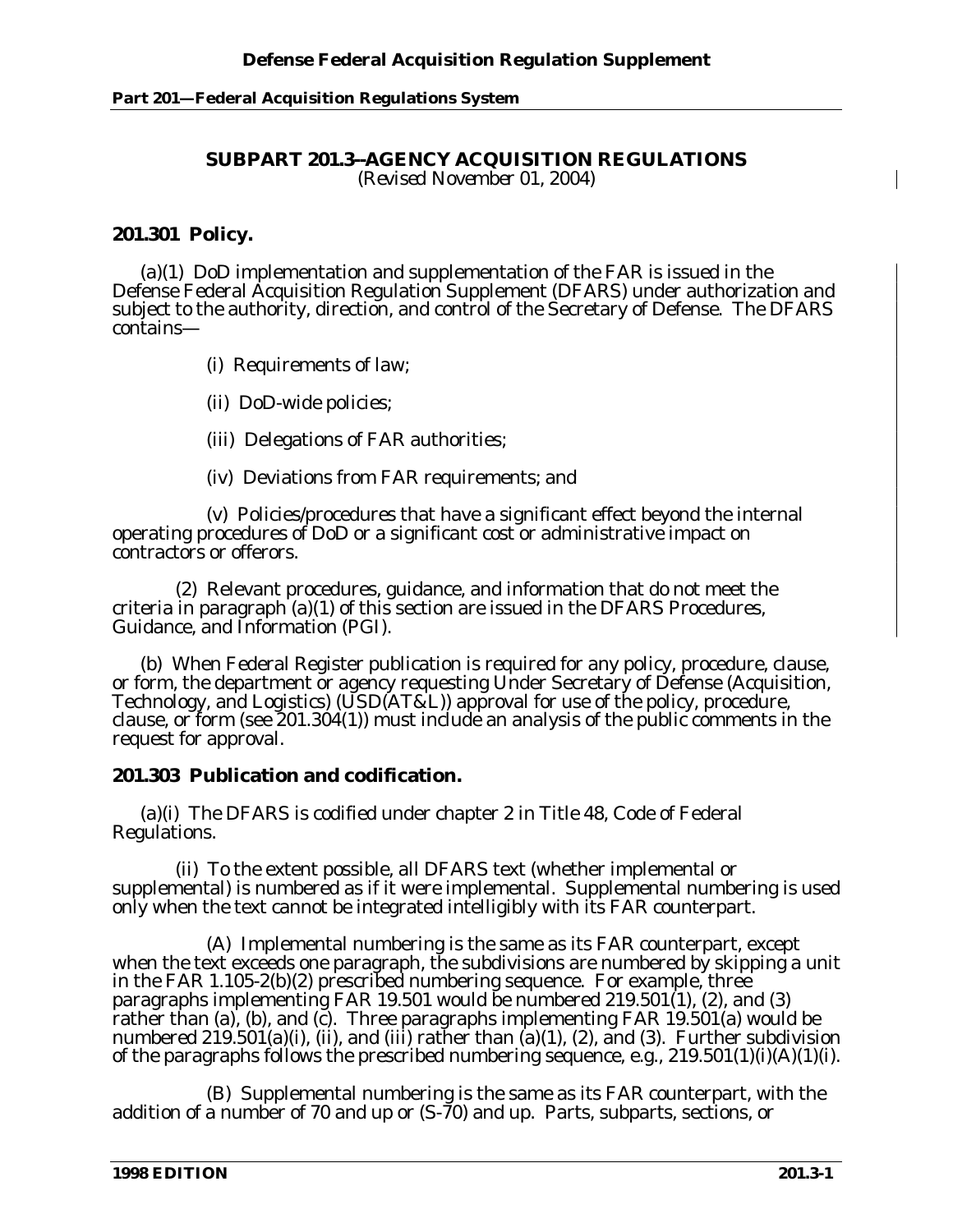## SUBPART 201.3--AGENCY ACQUISITION REGULATIONS

*(Revised November 01, 2004)*

### 201.301 Policy.

(a)(1) DoD implementation and supplementation of the FAR is issued in the Defense Federal Acquisition Regulation Supplement (DFARS) under authorization and subject to the authority, direction, and control of the Secretary of Defense. The DFARS contains—

(i) Requirements of law;

(ii) DoD-wide policies;

(iii) Delegations of FAR authorities;

(iv) Deviations from FAR requirements; and

(v) Policies/procedures that have a significant effect beyond the internal operating procedures of DoD or a significant cost or administrative impact on contractors or offerors.

(2) Relevant procedures, guidance, and information that do not meet the criteria in paragraph (a)(1) of this section are issued in the DFARS Procedures, Guidance, and Information (PGI).

(b) When Federal Register publication is required for any policy, procedure, clause, or form, the department or agency requesting Under Secretary of Defense (Acquisition, Technology, and Logistics) (USD(AT&L)) approval for use of the policy, procedure, clause, or form (see 201.304(1)) must include an analysis of the public comments in the request for approval.

### 201.303 Publication and codification.

(a)(i) The DFARS is codified under chapter 2 in Title 48, Code of Federal Regulations.

(ii) To the extent possible, all DFARS text (whether implemental or supplemental) is numbered as if it were implemental. Supplemental numbering is used only when the text cannot be integrated intelligibly with its FAR counterpart.

(A) Implemental numbering is the same as its FAR counterpart, except when the text exceeds one paragraph, the subdivisions are numbered by skipping a unit in the FAR 1.105-2(b)(2) prescribed numbering sequence. For example, three paragraphs implementing FAR 19.501 would be numbered 219.501(1), (2), and (3) rather than (a), (b), and (c). Three paragraphs implementing FAR 19.501(a) would be numbered 219.501(a)(i), (ii), and (iii) rather than (a)(1), (2), and (3). Further subdivision of the paragraphs follows the prescribed numbering sequence, e.g., 219.501(1)(i)(A)(1)(i).

(B) Supplemental numbering is the same as its FAR counterpart, with the addition of a number of 70 and up or (S-70) and up. Parts, subparts, sections, or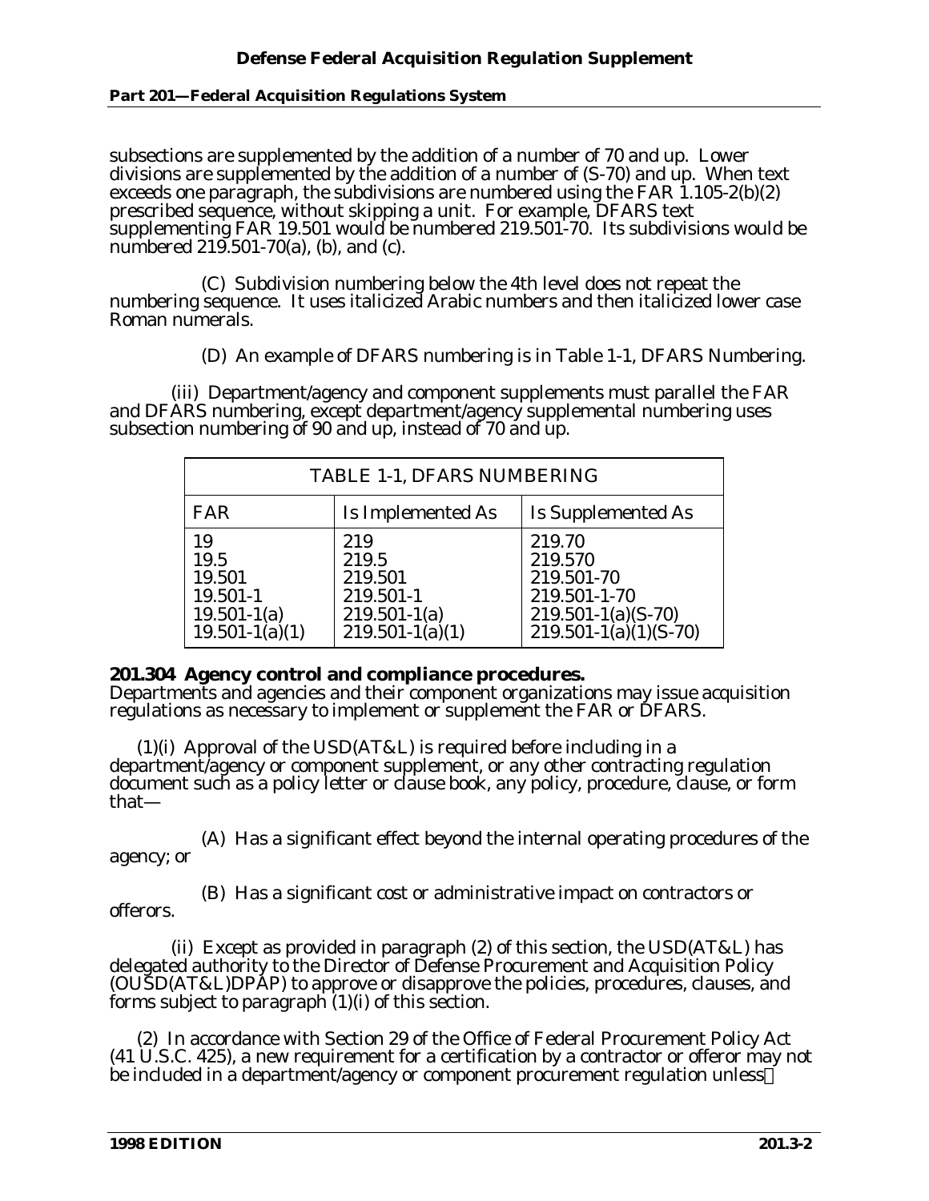subsections are supplemented by the addition of a number of 70 and up. Lower divisions are supplemented by the addition of a number of (S-70) and up. When text exceeds one paragraph, the subdivisions are numbered using the FAR 1.105-2(b)(2) prescribed sequence, without skipping a unit. For example, DFARS text supplementing FAR 19.501 would be numbered 219.501-70. Its subdivisions would be numbered 219.501-70(a), (b), and (c).

(C) Subdivision numbering below the 4th level does not repeat the numbering sequence. It uses italicized Arabic numbers and then italicized lower case Roman numerals.

(D) An example of DFARS numbering is in Table 1-1, DFARS Numbering.

(iii) Department/agency and component supplements must parallel the FAR and DFARS numbering, except department/agency supplemental numbering uses subsection numbering of 90 and up, instead of 70 and up.

| TABLE 1-1, DFARS NUMBERING | | |
|---|---|---|
| FAR | Is Implemented As | Is Supplemented As |
| 19 | 219 | 219.70 |
| 19.5 | 219.5 | 219.570 |
| 19.501 | 219.501 | 219.501-70 |
| 19.501-1 | 219.501-1 | 219.501-1-70 |
| 19.501-1(a) | 219.501-1(a) | 219.501-1(a)(S-70) |
| 19.501-1(a)(1) | 219.501-1(a)(1) | 219.501-1(a)(1)(S-70) |

**201.304 Agency control and compliance procedures.**

Departments and agencies and their component organizations may issue acquisition regulations as necessary to implement or supplement the FAR or DFARS.

(1)(i) Approval of the USD(AT&L) is required before including in a department/agency or component supplement, or any other contracting regulation document such as a policy letter or clause book, any policy, procedure, clause, or form that—

(A) Has a significant effect beyond the internal operating procedures of the agency; or

(B) Has a significant cost or administrative impact on contractors or offerors.

(ii) Except as provided in paragraph (2) of this section, the USD(AT&L) has delegated authority to the Director of Defense Procurement and Acquisition Policy (OUSD(AT&L)DPAP) to approve or disapprove the policies, procedures, clauses, and forms subject to paragraph (1)(i) of this section.

(2) In accordance with Section 29 of the Office of Federal Procurement Policy Act (41 U.S.C. 425), a new requirement for a certification by a contractor or offeror may not be included in a department/agency or component procurement regulation unless—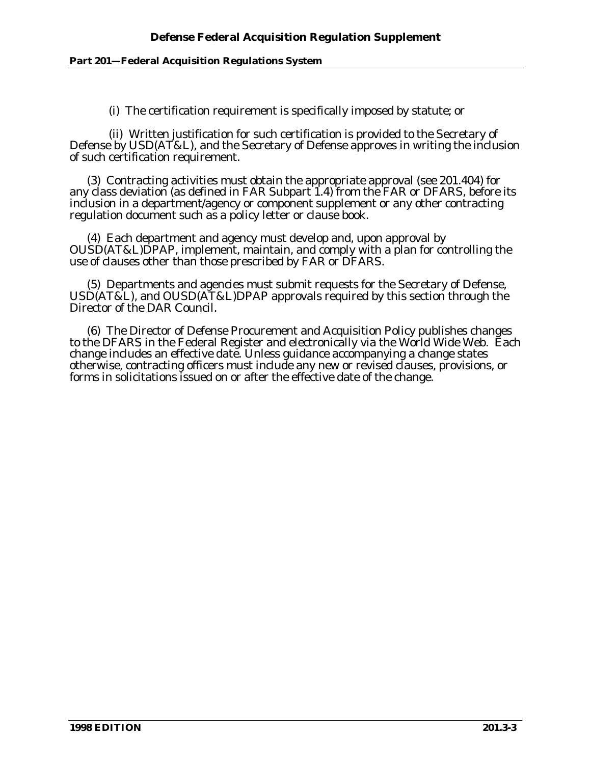(i) The certification requirement is specifically imposed by statute; or

(ii) Written justification for such certification is provided to the Secretary of Defense by USD(AT&L), and the Secretary of Defense approves in writing the inclusion of such certification requirement.

(3) Contracting activities must obtain the appropriate approval (see 201.404) for any class deviation (as defined in FAR Subpart 1.4) from the FAR or DFARS, before its inclusion in a department/agency or component supplement or any other contracting regulation document such as a policy letter or clause book.

(4) Each department and agency must develop and, upon approval by OUSD(AT&L)DPAP, implement, maintain, and comply with a plan for controlling the use of clauses other than those prescribed by FAR or DFARS.

(5) Departments and agencies must submit requests for the Secretary of Defense, USD(AT&L), and OUSD(AT&L)DPAP approvals required by this section through the Director of the DAR Council.

(6) The Director of Defense Procurement and Acquisition Policy publishes changes to the DFARS in the Federal Register and electronically via the World Wide Web. Each change includes an effective date. Unless guidance accompanying a change states otherwise, contracting officers must include any new or revised clauses, provisions, or forms in solicitations issued on or after the effective date of the change.